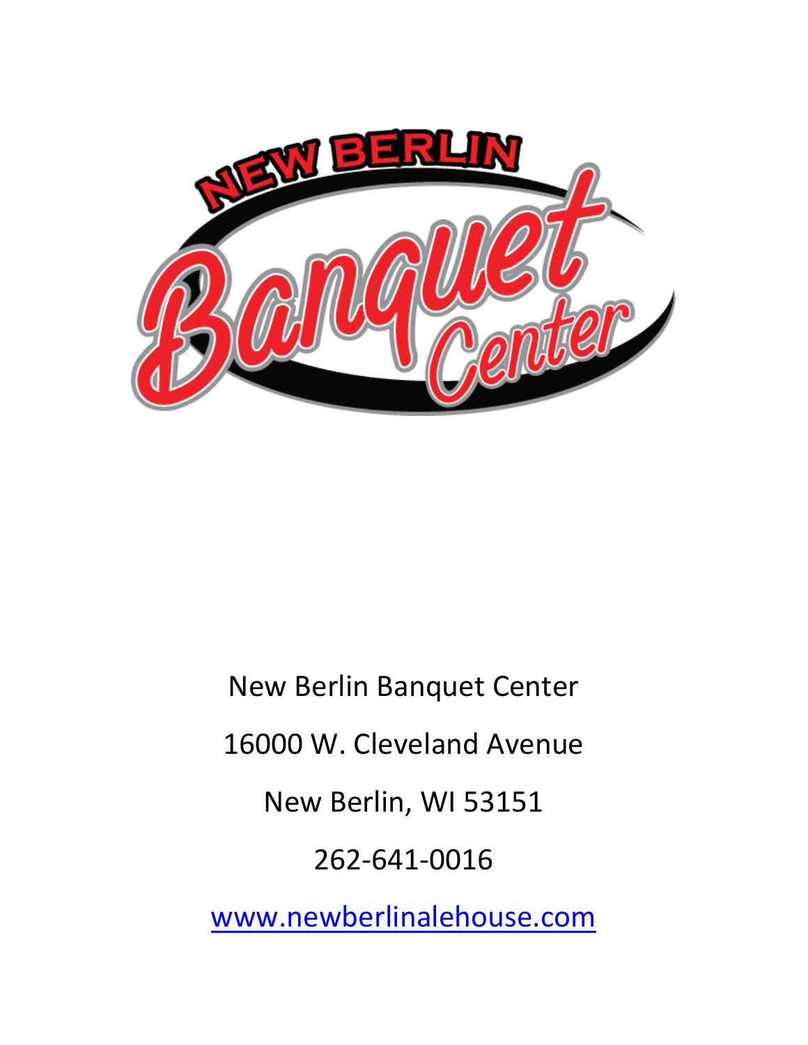NEW BERLIN Banquet Center

New Berlin Banquet Center

16000 W. Cleveland Avenue

New Berlin, WI 53151

262-641-0016

www.newberlinalehouse.com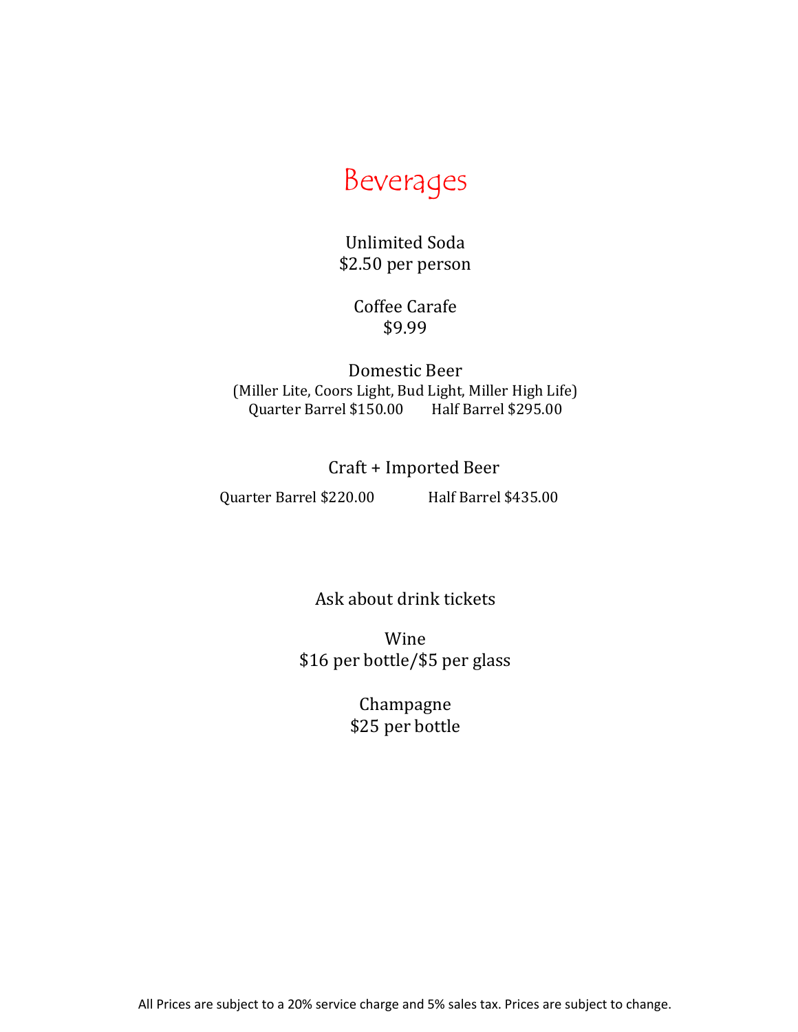# Beverages

Unlimited Soda
$2.50 per person

Coffee Carafe
$9.99

Domestic Beer
(Miller Lite, Coors Light, Bud Light, Miller High Life)
Quarter Barrel $150.00 Half Barrel $295.00

Craft + Imported Beer
Quarter Barrel $220.00 Half Barrel $435.00

Ask about drink tickets

Wine
$16 per bottle/$5 per glass

Champagne
$25 per bottle

All Prices are subject to a 20% service charge and 5% sales tax. Prices are subject to change.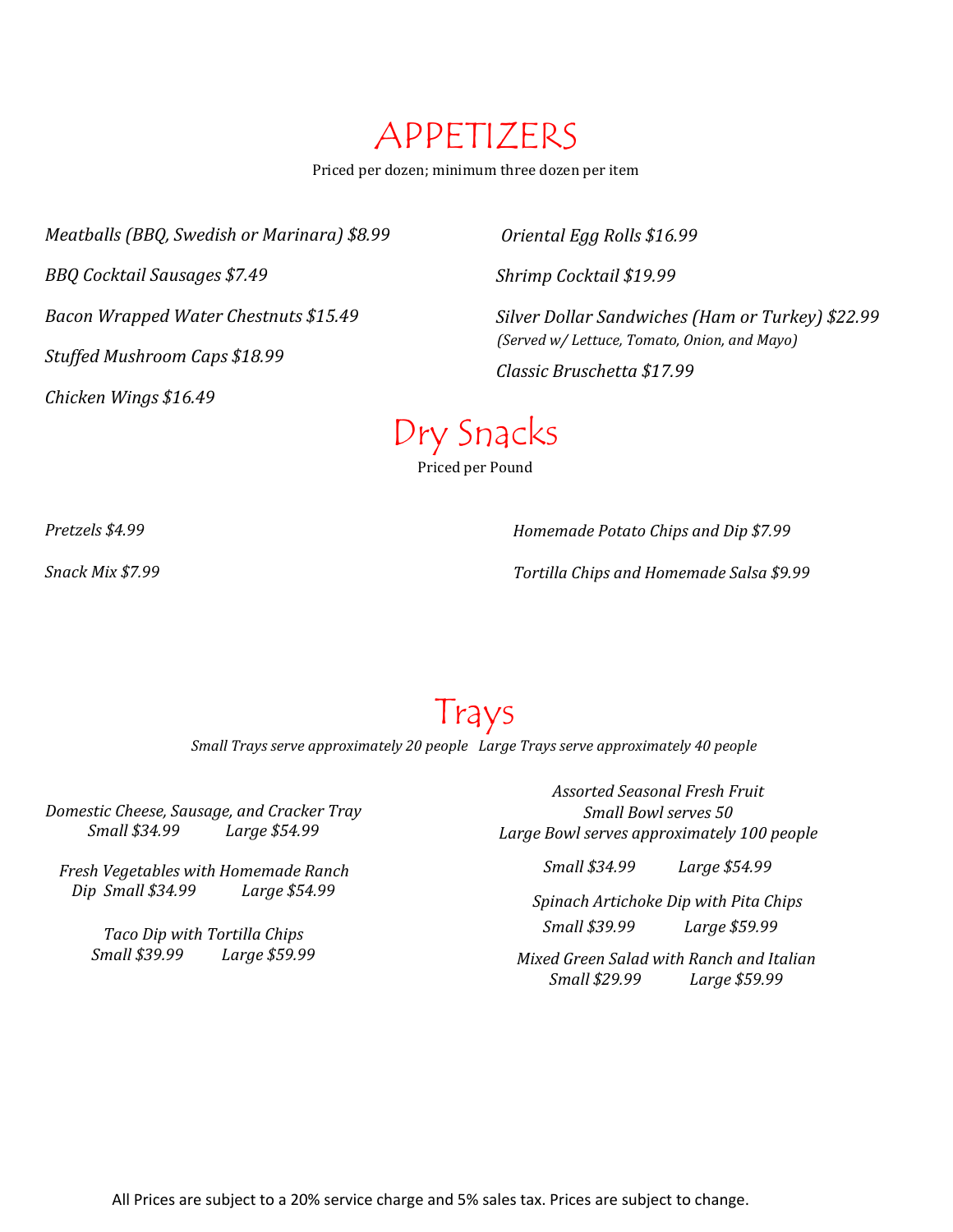# APPETIZERS

Priced per dozen; minimum three dozen per item

*Meatballs (BBQ, Swedish or Marinara) $8.99*

*BBQ Cocktail Sausages $7.49*

*Bacon Wrapped Water Chestnuts $15.49*

*Stuffed Mushroom Caps $18.99*

*Chicken Wings $16.49*

*Oriental Egg Rolls $16.99*

*Shrimp Cocktail $19.99*

*Silver Dollar Sandwiches (Ham or Turkey) $22.99*
*(Served w/ Lettuce, Tomato, Onion, and Mayo)*

*Classic Bruschetta $17.99*

# Dry Snacks

Priced per Pound

*Pretzels $4.99*

*Snack Mix $7.99*

*Homemade Potato Chips and Dip $7.99*

*Tortilla Chips and Homemade Salsa $9.99*

# Trays

*Small Trays serve approximately 20 people Large Trays serve approximately 40 people*

*Domestic Cheese, Sausage, and Cracker Tray*
*Small $34.99 Large $54.99*

*Fresh Vegetables with Homemade Ranch Dip Small $34.99 Large $54.99*

*Taco Dip with Tortilla Chips*
*Small $39.99 Large $59.99*

*Assorted Seasonal Fresh Fruit*
*Small Bowl serves 50*
*Large Bowl serves approximately 100 people*

*Small $34.99 Large $54.99*

*Spinach Artichoke Dip with Pita Chips*
*Small $39.99 Large $59.99*

*Mixed Green Salad with Ranch and Italian*
*Small $29.99 Large $59.99*

All Prices are subject to a 20% service charge and 5% sales tax. Prices are subject to change.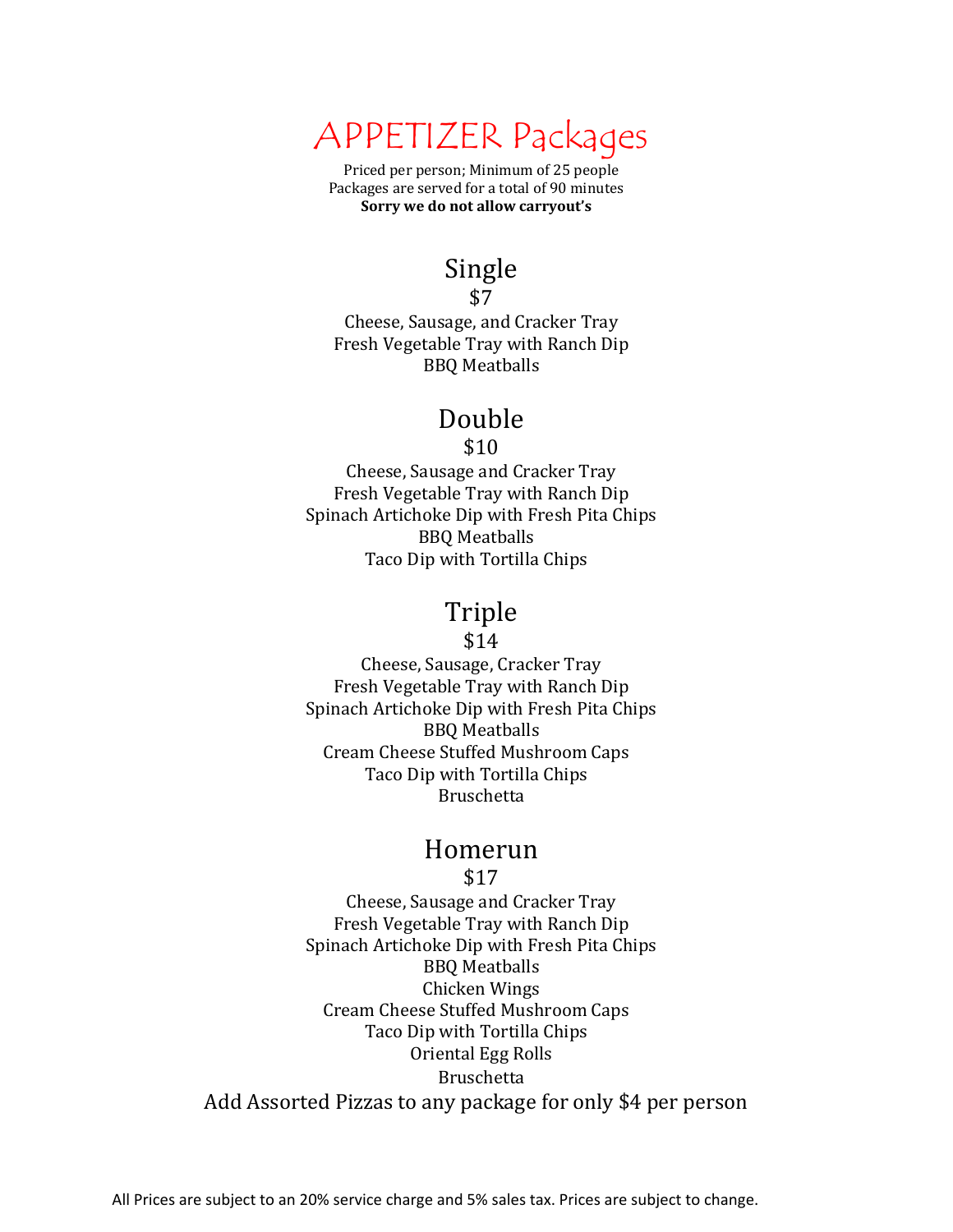# APPETIZER Packages

Priced per person; Minimum of 25 people
Packages are served for a total of 90 minutes
**Sorry we do not allow carryout's**

## Single

$7

Cheese, Sausage, and Cracker Tray
Fresh Vegetable Tray with Ranch Dip
BBQ Meatballs

## Double

$10

Cheese, Sausage and Cracker Tray
Fresh Vegetable Tray with Ranch Dip
Spinach Artichoke Dip with Fresh Pita Chips
BBQ Meatballs
Taco Dip with Tortilla Chips

## Triple

$14

Cheese, Sausage, Cracker Tray
Fresh Vegetable Tray with Ranch Dip
Spinach Artichoke Dip with Fresh Pita Chips
BBQ Meatballs
Cream Cheese Stuffed Mushroom Caps
Taco Dip with Tortilla Chips
Bruschetta

## Homerun

$17

Cheese, Sausage and Cracker Tray
Fresh Vegetable Tray with Ranch Dip
Spinach Artichoke Dip with Fresh Pita Chips
BBQ Meatballs
Chicken Wings
Cream Cheese Stuffed Mushroom Caps
Taco Dip with Tortilla Chips
Oriental Egg Rolls
Bruschetta

Add Assorted Pizzas to any package for only $4 per person

All Prices are subject to an 20% service charge and 5% sales tax. Prices are subject to change.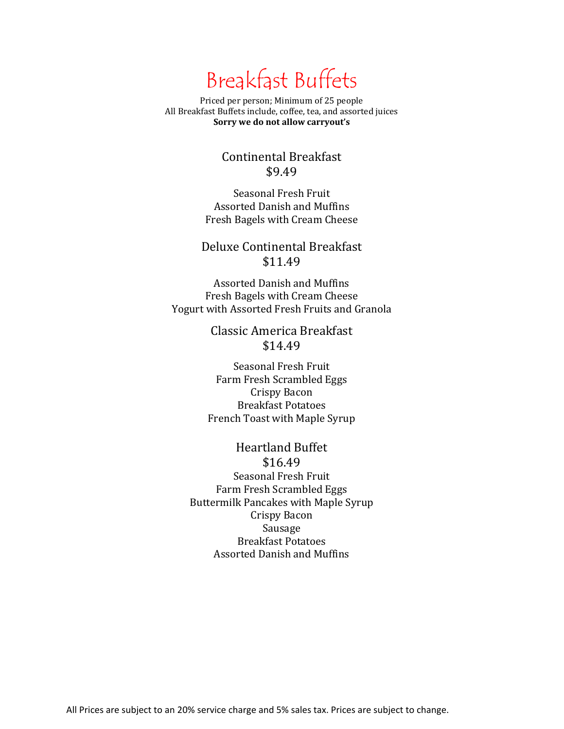# Breakfast Buffets

Priced per person; Minimum of 25 people
All Breakfast Buffets include, coffee, tea, and assorted juices
**Sorry we do not allow carryout's**

## Continental Breakfast
$9.49

Seasonal Fresh Fruit
Assorted Danish and Muffins
Fresh Bagels with Cream Cheese

## Deluxe Continental Breakfast
$11.49

Assorted Danish and Muffins
Fresh Bagels with Cream Cheese
Yogurt with Assorted Fresh Fruits and Granola

## Classic America Breakfast
$14.49

Seasonal Fresh Fruit
Farm Fresh Scrambled Eggs
Crispy Bacon
Breakfast Potatoes
French Toast with Maple Syrup

## Heartland Buffet
$16.49

Seasonal Fresh Fruit
Farm Fresh Scrambled Eggs
Buttermilk Pancakes with Maple Syrup
Crispy Bacon
Sausage
Breakfast Potatoes
Assorted Danish and Muffins

All Prices are subject to an 20% service charge and 5% sales tax. Prices are subject to change.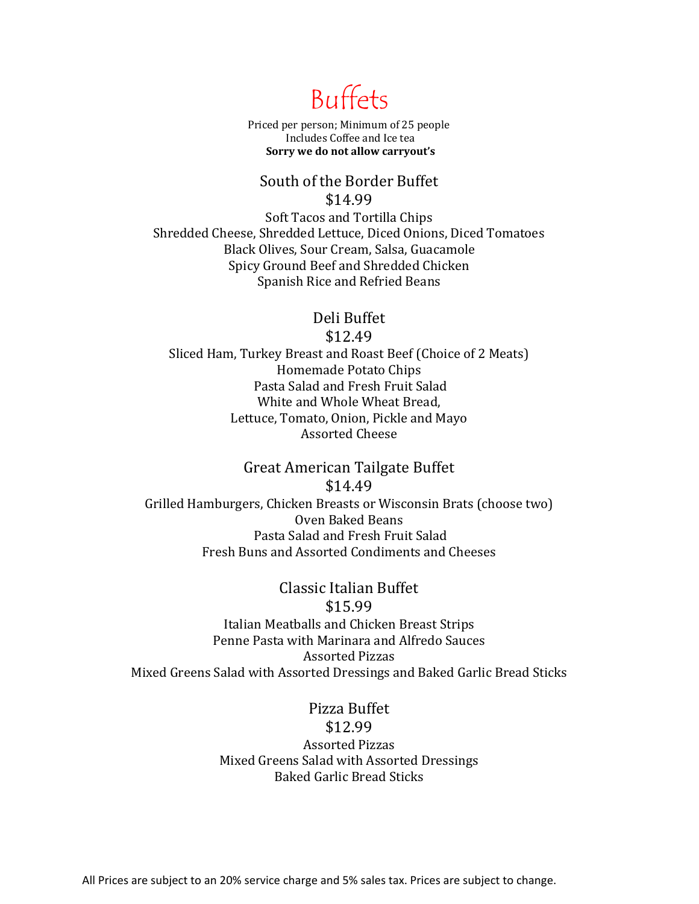# Buffets

Priced per person; Minimum of 25 people
Includes Coffee and Ice tea
**Sorry we do not allow carryout's**

## South of the Border Buffet

$14.99

Soft Tacos and Tortilla Chips
Shredded Cheese, Shredded Lettuce, Diced Onions, Diced Tomatoes
Black Olives, Sour Cream, Salsa, Guacamole
Spicy Ground Beef and Shredded Chicken
Spanish Rice and Refried Beans

## Deli Buffet

$12.49

Sliced Ham, Turkey Breast and Roast Beef (Choice of 2 Meats)
Homemade Potato Chips
Pasta Salad and Fresh Fruit Salad
White and Whole Wheat Bread,
Lettuce, Tomato, Onion, Pickle and Mayo
Assorted Cheese

## Great American Tailgate Buffet

$14.49

Grilled Hamburgers, Chicken Breasts or Wisconsin Brats (choose two)
Oven Baked Beans
Pasta Salad and Fresh Fruit Salad
Fresh Buns and Assorted Condiments and Cheeses

## Classic Italian Buffet

$15.99

Italian Meatballs and Chicken Breast Strips
Penne Pasta with Marinara and Alfredo Sauces
Assorted Pizzas
Mixed Greens Salad with Assorted Dressings and Baked Garlic Bread Sticks

## Pizza Buffet

$12.99

Assorted Pizzas
Mixed Greens Salad with Assorted Dressings
Baked Garlic Bread Sticks

All Prices are subject to an 20% service charge and 5% sales tax. Prices are subject to change.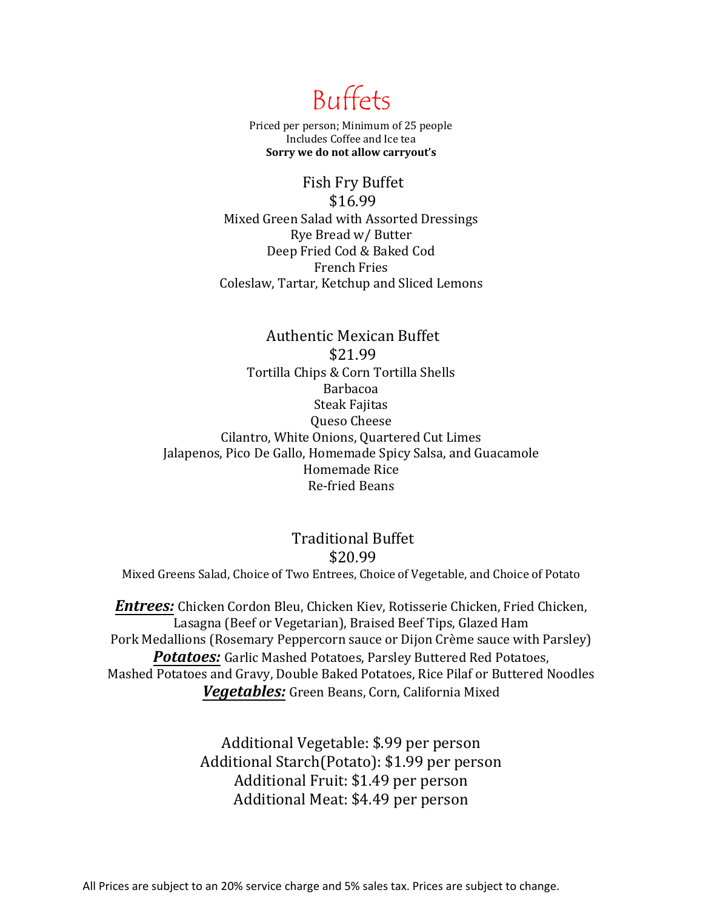# Buffets

Priced per person; Minimum of 25 people
Includes Coffee and Ice tea
**Sorry we do not allow carryout's**

## Fish Fry Buffet

$16.99

Mixed Green Salad with Assorted Dressings
Rye Bread w/ Butter
Deep Fried Cod & Baked Cod
French Fries
Coleslaw, Tartar, Ketchup and Sliced Lemons

## Authentic Mexican Buffet

$21.99

Tortilla Chips & Corn Tortilla Shells
Barbacoa
Steak Fajitas
Queso Cheese
Cilantro, White Onions, Quartered Cut Limes
Jalapenos, Pico De Gallo, Homemade Spicy Salsa, and Guacamole
Homemade Rice
Re-fried Beans

## Traditional Buffet

$20.99

Mixed Greens Salad, Choice of Two Entrees, Choice of Vegetable, and Choice of Potato

***Entrees:*** Chicken Cordon Bleu, Chicken Kiev, Rotisserie Chicken, Fried Chicken, Lasagna (Beef or Vegetarian), Braised Beef Tips, Glazed Ham
Pork Medallions (Rosemary Peppercorn sauce or Dijon Crème sauce with Parsley)

***Potatoes:*** Garlic Mashed Potatoes, Parsley Buttered Red Potatoes, Mashed Potatoes and Gravy, Double Baked Potatoes, Rice Pilaf or Buttered Noodles

***Vegetables:*** Green Beans, Corn, California Mixed

Additional Vegetable: $.99 per person
Additional Starch(Potato): $1.99 per person
Additional Fruit: $1.49 per person
Additional Meat: $4.49 per person

All Prices are subject to an 20% service charge and 5% sales tax. Prices are subject to change.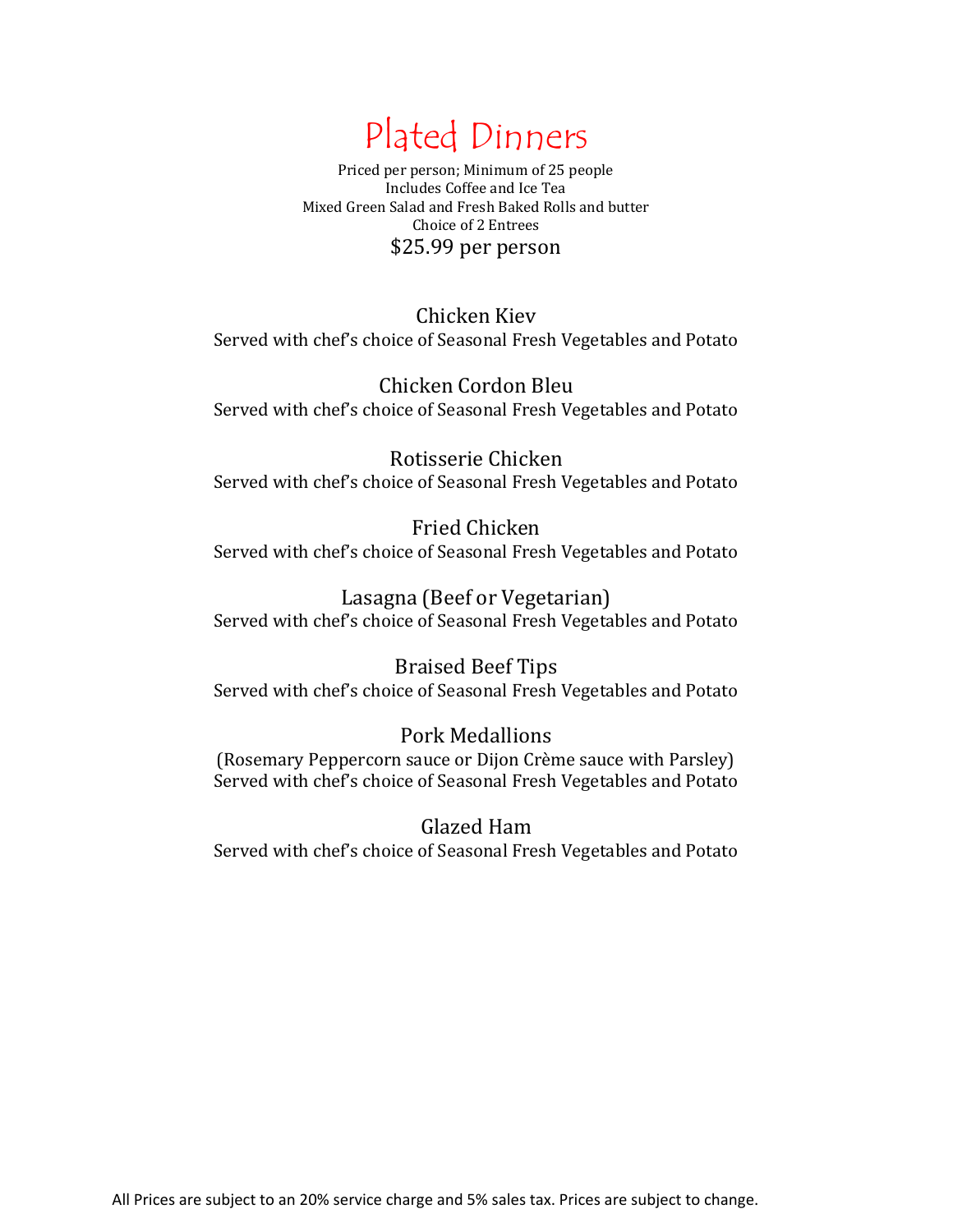# Plated Dinners

Priced per person; Minimum of 25 people
Includes Coffee and Ice Tea
Mixed Green Salad and Fresh Baked Rolls and butter
Choice of 2 Entrees

$25.99 per person

Chicken Kiev
Served with chef's choice of Seasonal Fresh Vegetables and Potato

Chicken Cordon Bleu
Served with chef's choice of Seasonal Fresh Vegetables and Potato

Rotisserie Chicken
Served with chef's choice of Seasonal Fresh Vegetables and Potato

Fried Chicken
Served with chef's choice of Seasonal Fresh Vegetables and Potato

Lasagna (Beef or Vegetarian)
Served with chef's choice of Seasonal Fresh Vegetables and Potato

Braised Beef Tips
Served with chef's choice of Seasonal Fresh Vegetables and Potato

Pork Medallions
(Rosemary Peppercorn sauce or Dijon Crème sauce with Parsley)
Served with chef's choice of Seasonal Fresh Vegetables and Potato

Glazed Ham
Served with chef's choice of Seasonal Fresh Vegetables and Potato

All Prices are subject to an 20% service charge and 5% sales tax. Prices are subject to change.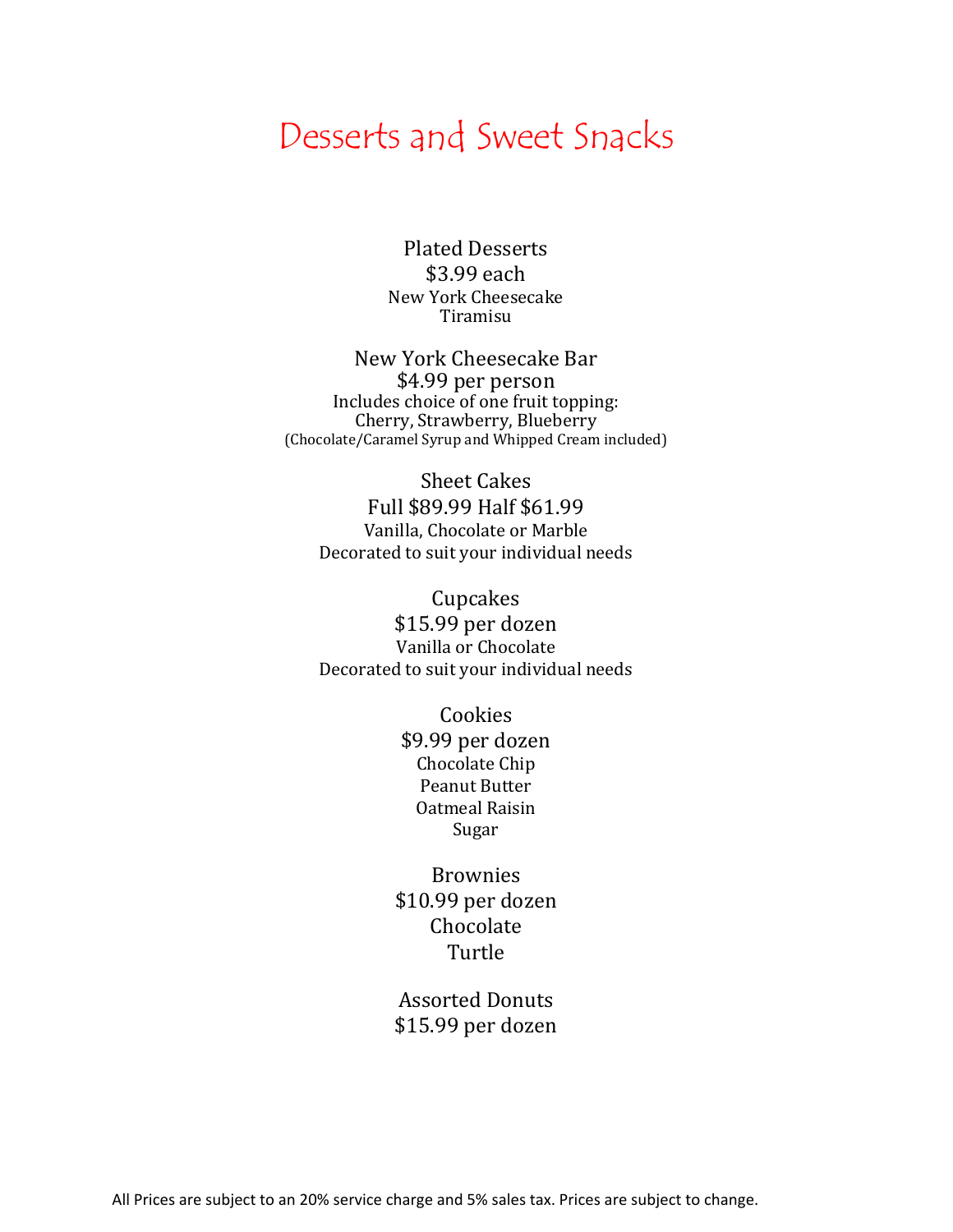# Desserts and Sweet Snacks

### Plated Desserts
$3.99 each
New York Cheesecake
Tiramisu

### New York Cheesecake Bar
$4.99 per person
Includes choice of one fruit topping:
Cherry, Strawberry, Blueberry
(Chocolate/Caramel Syrup and Whipped Cream included)

### Sheet Cakes
Full $89.99 Half $61.99
Vanilla, Chocolate or Marble
Decorated to suit your individual needs

### Cupcakes
$15.99 per dozen
Vanilla or Chocolate
Decorated to suit your individual needs

### Cookies
$9.99 per dozen
Chocolate Chip
Peanut Butter
Oatmeal Raisin
Sugar

### Brownies
$10.99 per dozen
Chocolate
Turtle

### Assorted Donuts
$15.99 per dozen

All Prices are subject to an 20% service charge and 5% sales tax. Prices are subject to change.